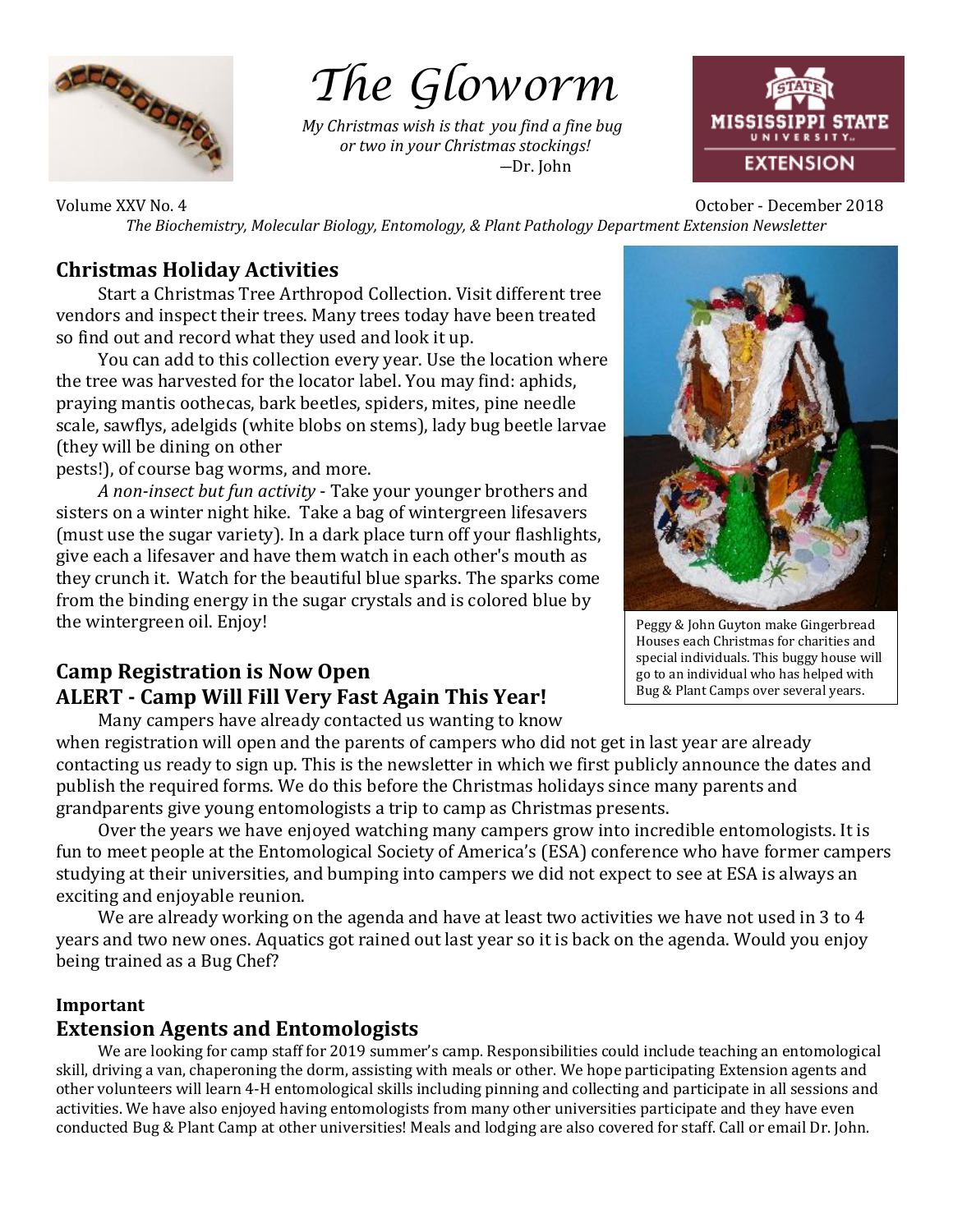# The Gloworm

*My Christmas wish is that you find a fine bug or two in your Christmas stockings!*
—Dr. John

Volume XXV No. 4 October - December 2018

*The Biochemistry, Molecular Biology, Entomology, & Plant Pathology Department Extension Newsletter*

## Christmas Holiday Activities

Start a Christmas Tree Arthropod Collection. Visit different tree vendors and inspect their trees. Many trees today have been treated so find out and record what they used and look it up.

You can add to this collection every year. Use the location where the tree was harvested for the locator label. You may find: aphids, praying mantis oothecas, bark beetles, spiders, mites, pine needle scale, sawflys, adelgids (white blobs on stems), lady bug beetle larvae (they will be dining on other pests!), of course bag worms, and more.

*A non-insect but fun activity* - Take your younger brothers and sisters on a winter night hike. Take a bag of wintergreen lifesavers (must use the sugar variety). In a dark place turn off your flashlights, give each a lifesaver and have them watch in each other's mouth as they crunch it. Watch for the beautiful blue sparks. The sparks come from the binding energy in the sugar crystals and is colored blue by the wintergreen oil. Enjoy!

Peggy & John Guyton make Gingerbread Houses each Christmas for charities and special individuals. This buggy house will go to an individual who has helped with Bug & Plant Camps over several years.

## Camp Registration is Now Open
## ALERT - Camp Will Fill Very Fast Again This Year!

Many campers have already contacted us wanting to know when registration will open and the parents of campers who did not get in last year are already contacting us ready to sign up. This is the newsletter in which we first publicly announce the dates and publish the required forms. We do this before the Christmas holidays since many parents and grandparents give young entomologists a trip to camp as Christmas presents.

Over the years we have enjoyed watching many campers grow into incredible entomologists. It is fun to meet people at the Entomological Society of America's (ESA) conference who have former campers studying at their universities, and bumping into campers we did not expect to see at ESA is always an exciting and enjoyable reunion.

We are already working on the agenda and have at least two activities we have not used in 3 to 4 years and two new ones. Aquatics got rained out last year so it is back on the agenda. Would you enjoy being trained as a Bug Chef?

**Important**

## Extension Agents and Entomologists

We are looking for camp staff for 2019 summer's camp. Responsibilities could include teaching an entomological skill, driving a van, chaperoning the dorm, assisting with meals or other. We hope participating Extension agents and other volunteers will learn 4-H entomological skills including pinning and collecting and participate in all sessions and activities. We have also enjoyed having entomologists from many other universities participate and they have even conducted Bug & Plant Camp at other universities! Meals and lodging are also covered for staff. Call or email Dr. John.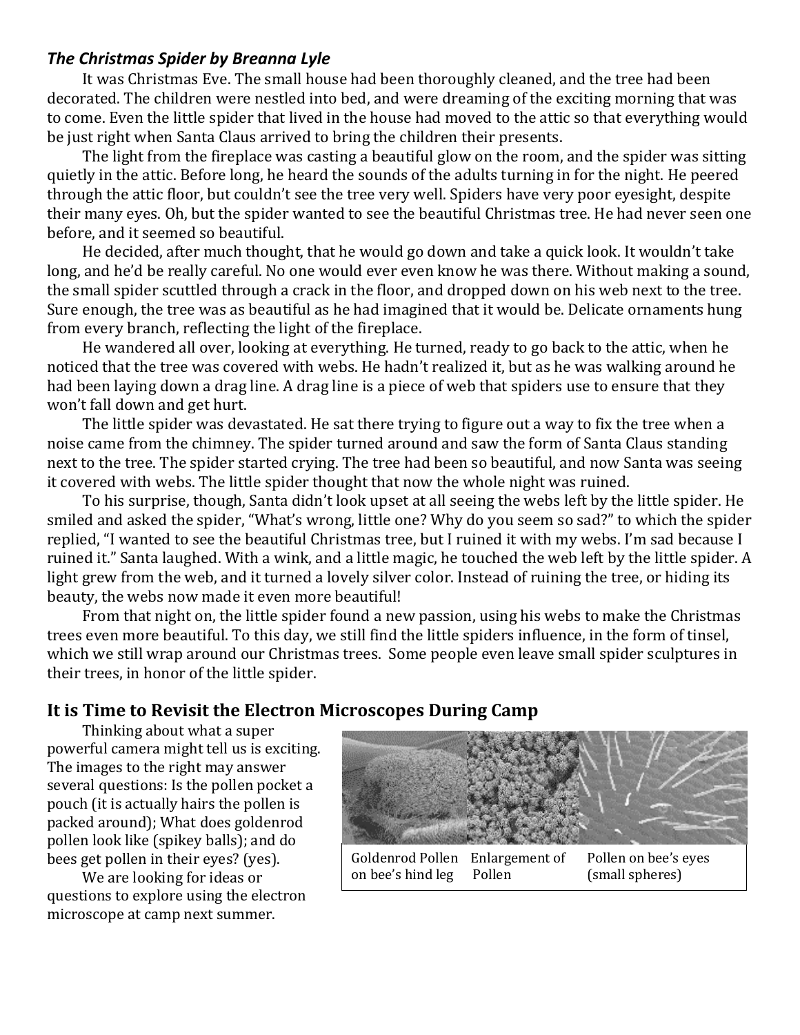### *The Christmas Spider by Breanna Lyle*

It was Christmas Eve. The small house had been thoroughly cleaned, and the tree had been decorated. The children were nestled into bed, and were dreaming of the exciting morning that was to come. Even the little spider that lived in the house had moved to the attic so that everything would be just right when Santa Claus arrived to bring the children their presents.

The light from the fireplace was casting a beautiful glow on the room, and the spider was sitting quietly in the attic. Before long, he heard the sounds of the adults turning in for the night. He peered through the attic floor, but couldn't see the tree very well. Spiders have very poor eyesight, despite their many eyes. Oh, but the spider wanted to see the beautiful Christmas tree. He had never seen one before, and it seemed so beautiful.

He decided, after much thought, that he would go down and take a quick look. It wouldn't take long, and he'd be really careful. No one would ever even know he was there. Without making a sound, the small spider scuttled through a crack in the floor, and dropped down on his web next to the tree. Sure enough, the tree was as beautiful as he had imagined that it would be. Delicate ornaments hung from every branch, reflecting the light of the fireplace.

He wandered all over, looking at everything. He turned, ready to go back to the attic, when he noticed that the tree was covered with webs. He hadn't realized it, but as he was walking around he had been laying down a drag line. A drag line is a piece of web that spiders use to ensure that they won't fall down and get hurt.

The little spider was devastated. He sat there trying to figure out a way to fix the tree when a noise came from the chimney. The spider turned around and saw the form of Santa Claus standing next to the tree. The spider started crying. The tree had been so beautiful, and now Santa was seeing it covered with webs. The little spider thought that now the whole night was ruined.

To his surprise, though, Santa didn't look upset at all seeing the webs left by the little spider. He smiled and asked the spider, "What's wrong, little one? Why do you seem so sad?" to which the spider replied, "I wanted to see the beautiful Christmas tree, but I ruined it with my webs. I'm sad because I ruined it." Santa laughed. With a wink, and a little magic, he touched the web left by the little spider. A light grew from the web, and it turned a lovely silver color. Instead of ruining the tree, or hiding its beauty, the webs now made it even more beautiful!

From that night on, the little spider found a new passion, using his webs to make the Christmas trees even more beautiful. To this day, we still find the little spiders influence, in the form of tinsel, which we still wrap around our Christmas trees. Some people even leave small spider sculptures in their trees, in honor of the little spider.

## It is Time to Revisit the Electron Microscopes During Camp

Thinking about what a super powerful camera might tell us is exciting. The images to the right may answer several questions: Is the pollen pocket a pouch (it is actually hairs the pollen is packed around); What does goldenrod pollen look like (spikey balls); and do bees get pollen in their eyes? (yes).

We are looking for ideas or questions to explore using the electron microscope at camp next summer.

Goldenrod Pollen on bee's hind leg | Enlargement of Pollen | Pollen on bee's eyes (small spheres)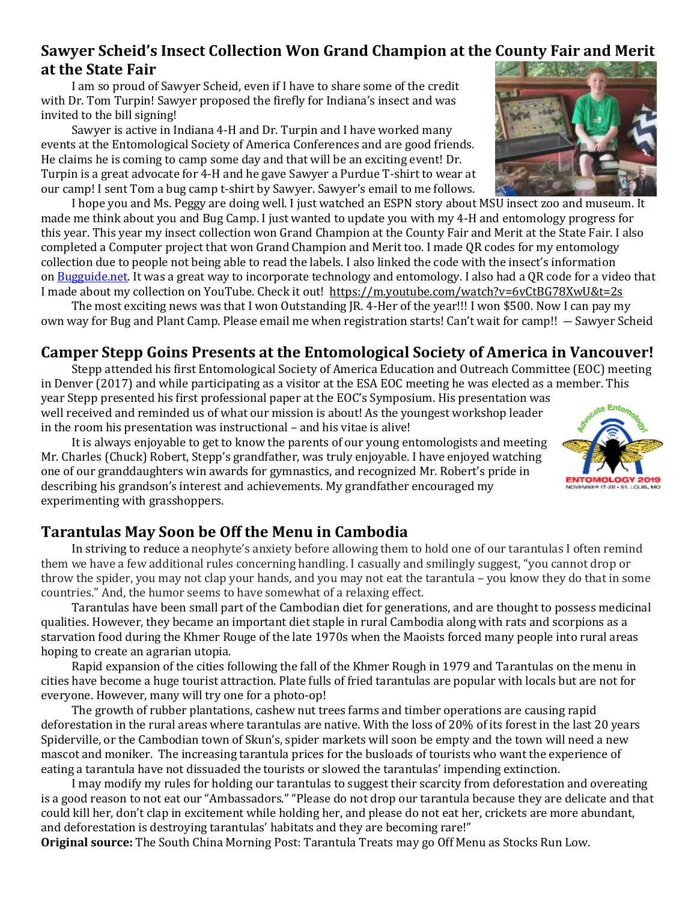## Sawyer Scheid's Insect Collection Won Grand Champion at the County Fair and Merit at the State Fair

I am so proud of Sawyer Scheid, even if I have to share some of the credit with Dr. Tom Turpin! Sawyer proposed the firefly for Indiana's insect and was invited to the bill signing!

Sawyer is active in Indiana 4-H and Dr. Turpin and I have worked many events at the Entomological Society of America Conferences and are good friends. He claims he is coming to camp some day and that will be an exciting event! Dr. Turpin is a great advocate for 4-H and he gave Sawyer a Purdue T-shirt to wear at our camp! I sent Tom a bug camp t-shirt by Sawyer. Sawyer's email to me follows.

I hope you and Ms. Peggy are doing well. I just watched an ESPN story about MSU insect zoo and museum. It made me think about you and Bug Camp. I just wanted to update you with my 4-H and entomology progress for this year. This year my insect collection won Grand Champion at the County Fair and Merit at the State Fair. I also completed a Computer project that won Grand Champion and Merit too. I made QR codes for my entomology collection due to people not being able to read the labels. I also linked the code with the insect's information on Bugguide.net. It was a great way to incorporate technology and entomology. I also had a QR code for a video that I made about my collection on YouTube. Check it out! https://m.youtube.com/watch?v=6vCtBG78XwU&t=2s

The most exciting news was that I won Outstanding JR. 4-Her of the year!!! I won $500. Now I can pay my own way for Bug and Plant Camp. Please email me when registration starts! Can't wait for camp!! — Sawyer Scheid

## Camper Stepp Goins Presents at the Entomological Society of America in Vancouver!

Stepp attended his first Entomological Society of America Education and Outreach Committee (EOC) meeting in Denver (2017) and while participating as a visitor at the ESA EOC meeting he was elected as a member. This year Stepp presented his first professional paper at the EOC's Symposium. His presentation was well received and reminded us of what our mission is about! As the youngest workshop leader in the room his presentation was instructional – and his vitae is alive!

It is always enjoyable to get to know the parents of our young entomologists and meeting Mr. Charles (Chuck) Robert, Stepp's grandfather, was truly enjoyable. I have enjoyed watching one of our granddaughters win awards for gymnastics, and recognized Mr. Robert's pride in describing his grandson's interest and achievements. My grandfather encouraged my experimenting with grasshoppers.

## Tarantulas May Soon be Off the Menu in Cambodia

In striving to reduce a neophyte's anxiety before allowing them to hold one of our tarantulas I often remind them we have a few additional rules concerning handling. I casually and smilingly suggest, "you cannot drop or throw the spider, you may not clap your hands, and you may not eat the tarantula – you know they do that in some countries." And, the humor seems to have somewhat of a relaxing effect.

Tarantulas have been small part of the Cambodian diet for generations, and are thought to possess medicinal qualities. However, they became an important diet staple in rural Cambodia along with rats and scorpions as a starvation food during the Khmer Rouge of the late 1970s when the Maoists forced many people into rural areas hoping to create an agrarian utopia.

Rapid expansion of the cities following the fall of the Khmer Rough in 1979 and Tarantulas on the menu in cities have become a huge tourist attraction. Plate fulls of fried tarantulas are popular with locals but are not for everyone. However, many will try one for a photo-op!

The growth of rubber plantations, cashew nut trees farms and timber operations are causing rapid deforestation in the rural areas where tarantulas are native. With the loss of 20% of its forest in the last 20 years Spiderville, or the Cambodian town of Skun's, spider markets will soon be empty and the town will need a new mascot and moniker. The increasing tarantula prices for the busloads of tourists who want the experience of eating a tarantula have not dissuaded the tourists or slowed the tarantulas' impending extinction.

I may modify my rules for holding our tarantulas to suggest their scarcity from deforestation and overeating is a good reason to not eat our "Ambassadors." "Please do not drop our tarantula because they are delicate and that could kill her, don't clap in excitement while holding her, and please do not eat her, crickets are more abundant, and deforestation is destroying tarantulas' habitats and they are becoming rare!"

**Original source:** The South China Morning Post: Tarantula Treats may go Off Menu as Stocks Run Low.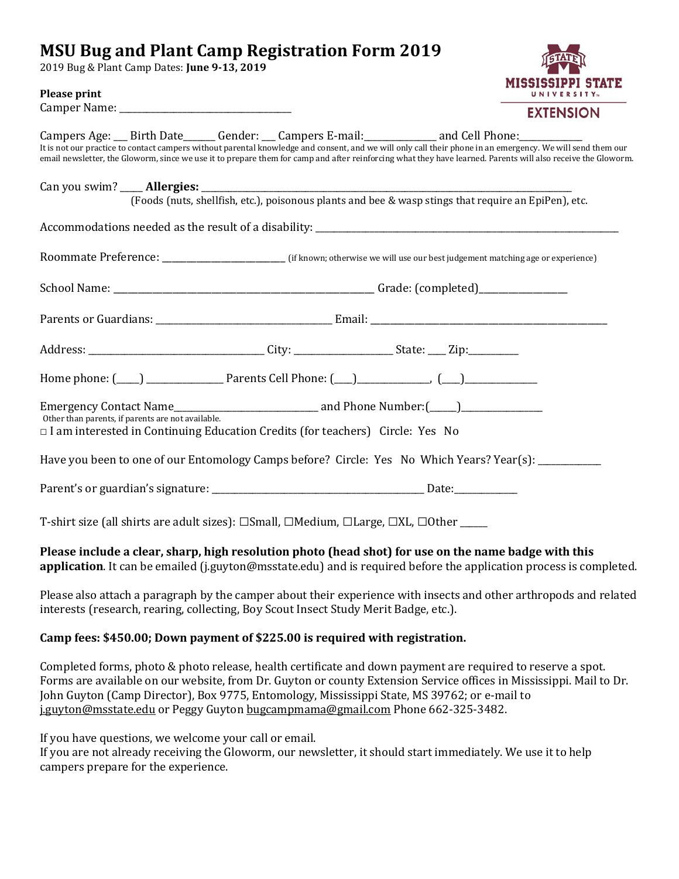# MSU Bug and Plant Camp Registration Form 2019

2019 Bug & Plant Camp Dates: **June 9-13, 2019**

MISSISSIPPI STATE UNIVERSITY EXTENSION

**Please print**

Camper Name: ___________________________________

Campers Age: ___ Birth Date______ Gender: ___ Campers E-mail:_______________ and Cell Phone:_____________

It is not our practice to contact campers without parental knowledge and consent, and we will only call their phone in an emergency. We will send them our email newsletter, the Gloworm, since we use it to prepare them for camp and after reinforcing what they have learned. Parents will also receive the Gloworm.

Can you swim? _____ **Allergies:** ___________________________________________________________________________________

(Foods (nuts, shellfish, etc.), poisonous plants and bee & wasp stings that require an EpiPen), etc.

Accommodations needed as the result of a disability: _____________________________________________________________

Roommate Preference: _________________________ (if known; otherwise we will use our best judgement matching age or experience)

School Name: _____________________________________________________ Grade: (completed)__________________

Parents or Guardians: ____________________________________ Email: ________________________________________________

Address: ____________________________________ City: ____________________ State: ____ Zip:__________

Home phone: (_____) ________________ Parents Cell Phone: (____)_______________, (____)_______________

Emergency Contact Name______________________________ and Phone Number:(______)_________________

Other than parents, if parents are not available.

□ I am interested in Continuing Education Credits (for teachers) Circle: Yes No

Have you been to one of our Entomology Camps before? Circle: Yes No Which Years? Year(s): _____________

Parent's or guardian's signature: ____________________________________________ Date:_____________

T-shirt size (all shirts are adult sizes): ☐Small, ☐Medium, ☐Large, ☐XL, ☐Other ______

**Please include a clear, sharp, high resolution photo (head shot) for use on the name badge with this application**. It can be emailed (j.guyton@msstate.edu) and is required before the application process is completed.

Please also attach a paragraph by the camper about their experience with insects and other arthropods and related interests (research, rearing, collecting, Boy Scout Insect Study Merit Badge, etc.).

**Camp fees: $450.00; Down payment of $225.00 is required with registration.**

Completed forms, photo & photo release, health certificate and down payment are required to reserve a spot. Forms are available on our website, from Dr. Guyton or county Extension Service offices in Mississippi. Mail to Dr. John Guyton (Camp Director), Box 9775, Entomology, Mississippi State, MS 39762; or e-mail to j.guyton@msstate.edu or Peggy Guyton bugcampmama@gmail.com Phone 662-325-3482.

If you have questions, we welcome your call or email.
If you are not already receiving the Gloworm, our newsletter, it should start immediately. We use it to help campers prepare for the experience.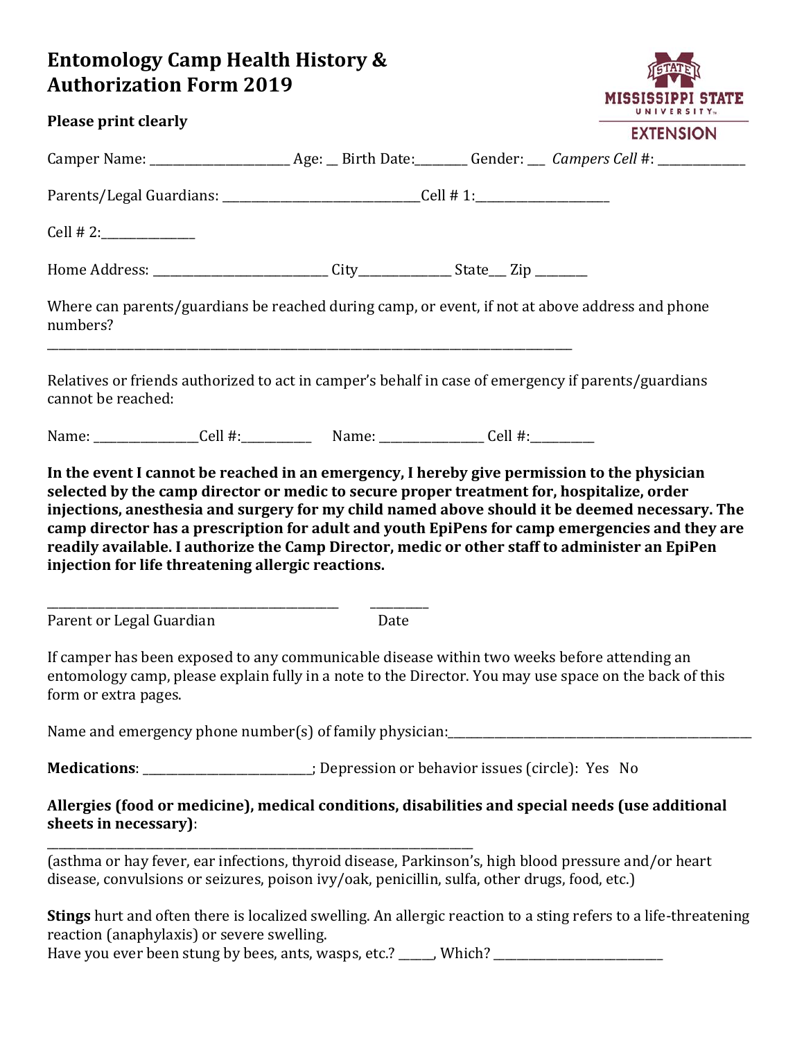# Entomology Camp Health History & Authorization Form 2019

**Please print clearly**

Camper Name: ______________________ Age: __ Birth Date:________ Gender: ___ *Campers Cell* #: ______________

Parents/Legal Guardians: ______________________________Cell # 1:_____________________

Cell # 2:_______________

Home Address: ___________________________ City______________ State___ Zip ________

Where can parents/guardians be reached during camp, or event, if not at above address and phone numbers?

_______________________________________________________________________________

Relatives or friends authorized to act in camper's behalf in case of emergency if parents/guardians cannot be reached:

Name: ________________Cell #:___________ Name: ________________ Cell #:__________

**In the event I cannot be reached in an emergency, I hereby give permission to the physician selected by the camp director or medic to secure proper treatment for, hospitalize, order injections, anesthesia and surgery for my child named above should it be deemed necessary. The camp director has a prescription for adult and youth EpiPens for camp emergencies and they are readily available. I authorize the Camp Director, medic or other staff to administer an EpiPen injection for life threatening allergic reactions.**

_______________________________________________ _________

Parent or Legal Guardian Date

If camper has been exposed to any communicable disease within two weeks before attending an entomology camp, please explain fully in a note to the Director. You may use space on the back of this form or extra pages.

Name and emergency phone number(s) of family physician:_____________________________________________________

**Medications**: ___________________________; Depression or behavior issues (circle): Yes No

**Allergies (food or medicine), medical conditions, disabilities and special needs (use additional sheets in necessary)**:

_______________________________________________________________________

(asthma or hay fever, ear infections, thyroid disease, Parkinson's, high blood pressure and/or heart disease, convulsions or seizures, poison ivy/oak, penicillin, sulfa, other drugs, food, etc.)

**Stings** hurt and often there is localized swelling. An allergic reaction to a sting refers to a life-threatening reaction (anaphylaxis) or severe swelling.

Have you ever been stung by bees, ants, wasps, etc.? _____, Which? ___________________________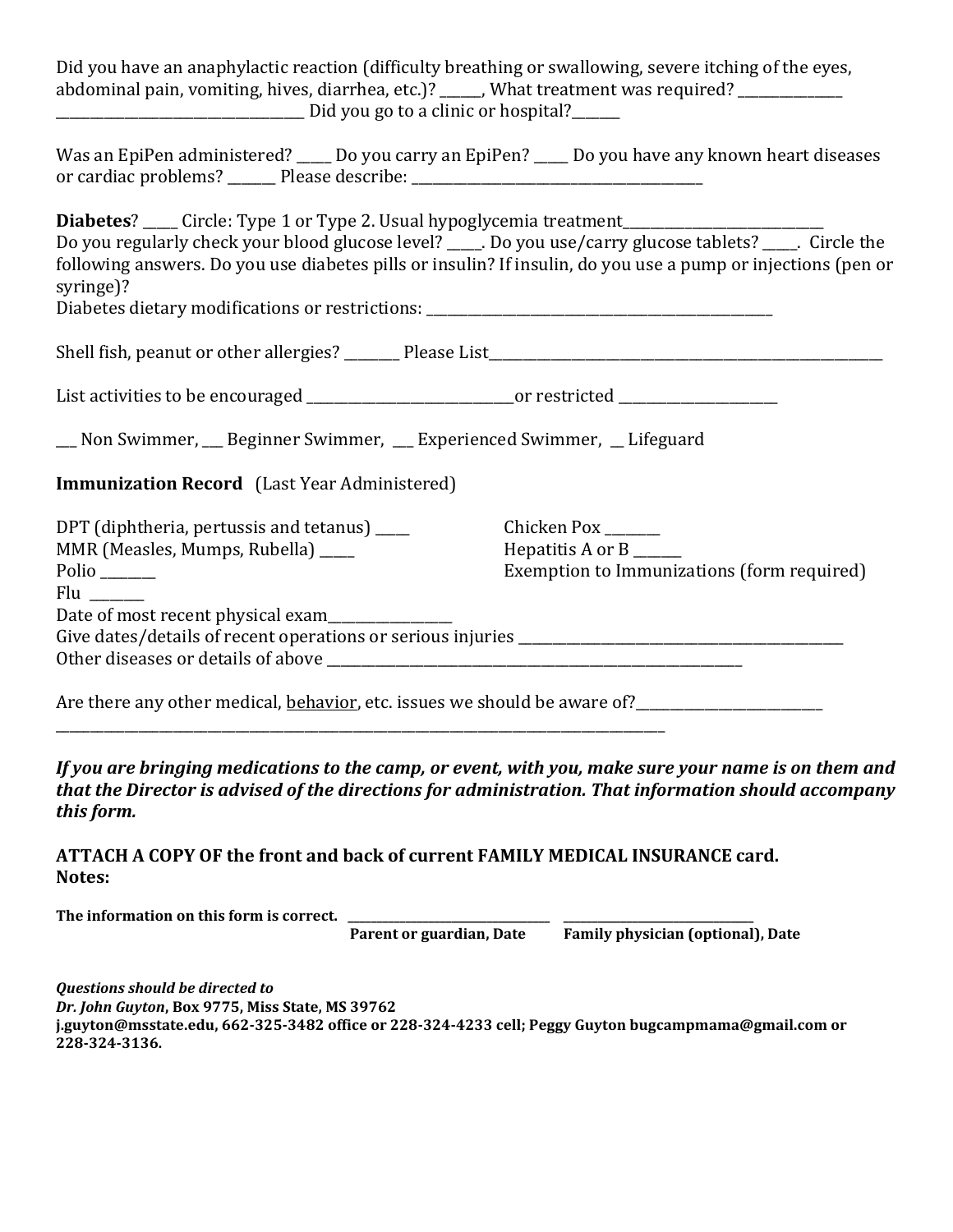Did you have an anaphylactic reaction (difficulty breathing or swallowing, severe itching of the eyes, abdominal pain, vomiting, hives, diarrhea, etc.)? ______, What treatment was required? ________________ ____________________________________ Did you go to a clinic or hospital?_______

Was an EpiPen administered? _____ Do you carry an EpiPen? _____ Do you have any known heart diseases or cardiac problems? _______ Please describe: ____________________________________________

**Diabetes**? _____ Circle: Type 1 or Type 2. Usual hypoglycemia treatment______________________________
Do you regularly check your blood glucose level? _____. Do you use/carry glucose tablets? _____. Circle the following answers. Do you use diabetes pills or insulin? If insulin, do you use a pump or injections (pen or syringe)?
Diabetes dietary modifications or restrictions: ______________________________________________________

Shell fish, peanut or other allergies? ________ Please List____________________________________________________________

List activities to be encouraged ______________________________or restricted _______________________

___ Non Swimmer, ___ Beginner Swimmer, ___ Experienced Swimmer, __ Lifeguard

**Immunization Record** (Last Year Administered)

DPT (diphtheria, pertussis and tetanus) _____
MMR (Measles, Mumps, Rubella) _____
Polio ________
Flu ________

Chicken Pox ________
Hepatitis A or B _______
Exemption to Immunizations (form required)

Date of most recent physical exam__________________
Give dates/details of recent operations or serious injuries ________________________________________________
Other diseases or details of above _________________________________________________________________

Are there any other medical, behavior, etc. issues we should be aware of?___________________________
_____________________________________________________________________________________________

***If you are bringing medications to the camp, or event, with you, make sure your name is on them and that the Director is advised of the directions for administration. That information should accompany this form.***

**ATTACH A COPY OF the front and back of current FAMILY MEDICAL INSURANCE card.**
**Notes:**

**The information on this form is correct.** _________________________________ _______________________________
**Parent or guardian, Date** **Family physician (optional), Date**

***Questions should be directed to***
***Dr. John Guyton*, Box 9775, Miss State, MS 39762**
**j.guyton@msstate.edu, 662-325-3482 office or 228-324-4233 cell; Peggy Guyton bugcampmama@gmail.com or 228-324-3136.**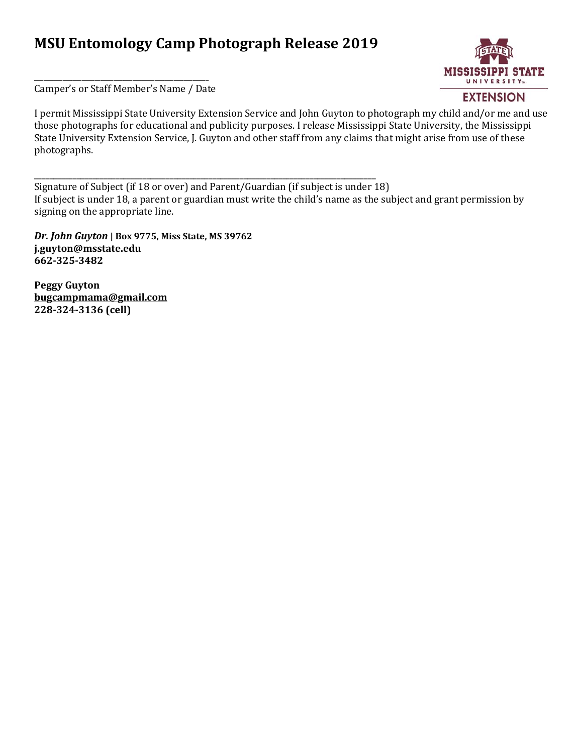# MSU Entomology Camp Photograph Release 2019

\_\_\_\_\_\_\_\_\_\_\_\_\_\_\_\_\_\_\_\_\_\_\_\_\_\_\_\_\_\_\_\_\_\_\_\_\_\_\_\_\_\_\_\_
Camper's or Staff Member's Name / Date

I permit Mississippi State University Extension Service and John Guyton to photograph my child and/or me and use those photographs for educational and publicity purposes. I release Mississippi State University, the Mississippi State University Extension Service, J. Guyton and other staff from any claims that might arise from use of these photographs.

\_\_\_\_\_\_\_\_\_\_\_\_\_\_\_\_\_\_\_\_\_\_\_\_\_\_\_\_\_\_\_\_\_\_\_\_\_\_\_\_\_\_\_\_\_\_\_\_\_\_\_\_\_\_\_\_\_\_\_\_\_\_\_\_\_\_\_\_\_\_\_\_\_\_\_\_\_\_\_\_\_\_\_\_
Signature of Subject (if 18 or over) and Parent/Guardian (if subject is under 18)
If subject is under 18, a parent or guardian must write the child's name as the subject and grant permission by signing on the appropriate line.

***Dr. John Guyton*** **| Box 9775, Miss State, MS 39762**
**j.guyton@msstate.edu**
**662-325-3482**

**Peggy Guyton**
**bugcampmama@gmail.com**
**228-324-3136 (cell)**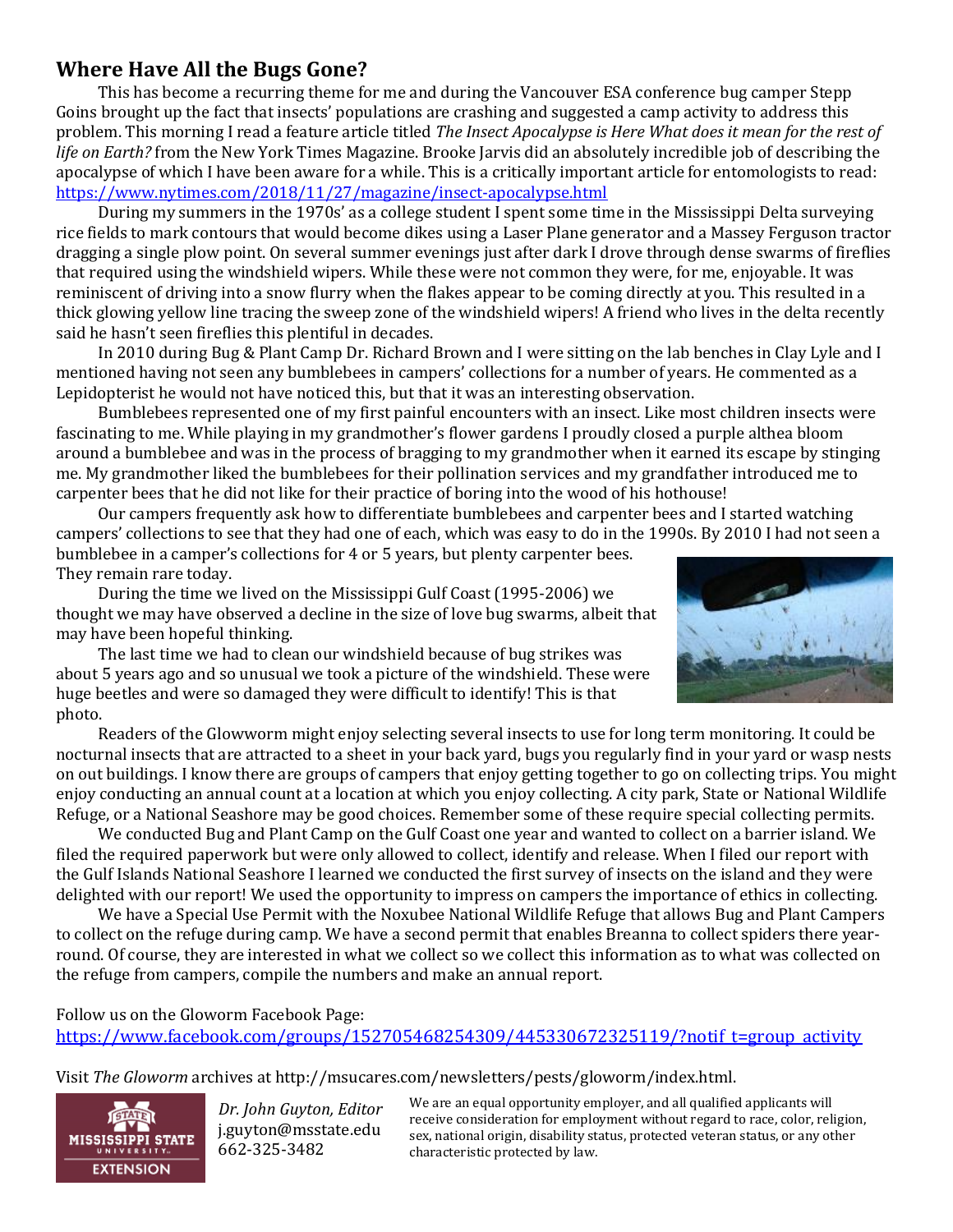## Where Have All the Bugs Gone?

This has become a recurring theme for me and during the Vancouver ESA conference bug camper Stepp Goins brought up the fact that insects' populations are crashing and suggested a camp activity to address this problem. This morning I read a feature article titled *The Insect Apocalypse is Here What does it mean for the rest of life on Earth?* from the New York Times Magazine. Brooke Jarvis did an absolutely incredible job of describing the apocalypse of which I have been aware for a while. This is a critically important article for entomologists to read: https://www.nytimes.com/2018/11/27/magazine/insect-apocalypse.html

During my summers in the 1970s' as a college student I spent some time in the Mississippi Delta surveying rice fields to mark contours that would become dikes using a Laser Plane generator and a Massey Ferguson tractor dragging a single plow point. On several summer evenings just after dark I drove through dense swarms of fireflies that required using the windshield wipers. While these were not common they were, for me, enjoyable. It was reminiscent of driving into a snow flurry when the flakes appear to be coming directly at you. This resulted in a thick glowing yellow line tracing the sweep zone of the windshield wipers! A friend who lives in the delta recently said he hasn't seen fireflies this plentiful in decades.

In 2010 during Bug & Plant Camp Dr. Richard Brown and I were sitting on the lab benches in Clay Lyle and I mentioned having not seen any bumblebees in campers' collections for a number of years. He commented as a Lepidopterist he would not have noticed this, but that it was an interesting observation.

Bumblebees represented one of my first painful encounters with an insect. Like most children insects were fascinating to me. While playing in my grandmother's flower gardens I proudly closed a purple althea bloom around a bumblebee and was in the process of bragging to my grandmother when it earned its escape by stinging me. My grandmother liked the bumblebees for their pollination services and my grandfather introduced me to carpenter bees that he did not like for their practice of boring into the wood of his hothouse!

Our campers frequently ask how to differentiate bumblebees and carpenter bees and I started watching campers' collections to see that they had one of each, which was easy to do in the 1990s. By 2010 I had not seen a bumblebee in a camper's collections for 4 or 5 years, but plenty carpenter bees. They remain rare today.

During the time we lived on the Mississippi Gulf Coast (1995-2006) we thought we may have observed a decline in the size of love bug swarms, albeit that may have been hopeful thinking.

The last time we had to clean our windshield because of bug strikes was about 5 years ago and so unusual we took a picture of the windshield. These were huge beetles and were so damaged they were difficult to identify! This is that photo.

Readers of the Glowworm might enjoy selecting several insects to use for long term monitoring. It could be nocturnal insects that are attracted to a sheet in your back yard, bugs you regularly find in your yard or wasp nests on out buildings. I know there are groups of campers that enjoy getting together to go on collecting trips. You might enjoy conducting an annual count at a location at which you enjoy collecting. A city park, State or National Wildlife Refuge, or a National Seashore may be good choices. Remember some of these require special collecting permits.

We conducted Bug and Plant Camp on the Gulf Coast one year and wanted to collect on a barrier island. We filed the required paperwork but were only allowed to collect, identify and release. When I filed our report with the Gulf Islands National Seashore I learned we conducted the first survey of insects on the island and they were delighted with our report! We used the opportunity to impress on campers the importance of ethics in collecting.

We have a Special Use Permit with the Noxubee National Wildlife Refuge that allows Bug and Plant Campers to collect on the refuge during camp. We have a second permit that enables Breanna to collect spiders there year-round. Of course, they are interested in what we collect so we collect this information as to what was collected on the refuge from campers, compile the numbers and make an annual report.

Follow us on the Gloworm Facebook Page:
https://www.facebook.com/groups/152705468254309/445330672325119/?notif_t=group_activity

Visit *The Gloworm* archives at http://msucares.com/newsletters/pests/gloworm/index.html.

*Dr. John Guyton, Editor*
j.guyton@msstate.edu
662-325-3482

We are an equal opportunity employer, and all qualified applicants will receive consideration for employment without regard to race, color, religion, sex, national origin, disability status, protected veteran status, or any other characteristic protected by law.